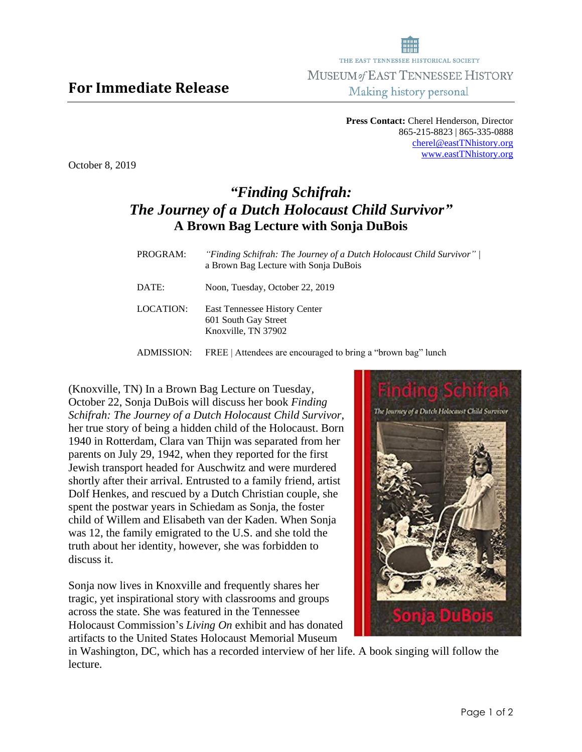THE EAST TENNESSEE HISTORICAL SOCIETY
MUSEUM *of* EAST TENNESSEE HISTORY
Making history personal

# For Immediate Release

**Press Contact:** Cherel Henderson, Director
865-215-8823 | 865-335-0888
cherel@eastTNhistory.org
www.eastTNhistory.org

October 8, 2019

## *"Finding Schifrah: The Journey of a Dutch Holocaust Child Survivor"*
## A Brown Bag Lecture with Sonja DuBois

| | |
|---|---|
| PROGRAM: | *"Finding Schifrah: The Journey of a Dutch Holocaust Child Survivor"* \| a Brown Bag Lecture with Sonja DuBois |
| DATE: | Noon, Tuesday, October 22, 2019 |
| LOCATION: | East Tennessee History Center<br>601 South Gay Street<br>Knoxville, TN 37902 |
| ADMISSION: | FREE \| Attendees are encouraged to bring a "brown bag" lunch |

(Knoxville, TN) In a Brown Bag Lecture on Tuesday, October 22, Sonja DuBois will discuss her book *Finding Schifrah: The Journey of a Dutch Holocaust Child Survivor*, her true story of being a hidden child of the Holocaust. Born 1940 in Rotterdam, Clara van Thijn was separated from her parents on July 29, 1942, when they reported for the first Jewish transport headed for Auschwitz and were murdered shortly after their arrival. Entrusted to a family friend, artist Dolf Henkes, and rescued by a Dutch Christian couple, she spent the postwar years in Schiedam as Sonja, the foster child of Willem and Elisabeth van der Kaden. When Sonja was 12, the family emigrated to the U.S. and she told the truth about her identity, however, she was forbidden to discuss it.

Sonja now lives in Knoxville and frequently shares her tragic, yet inspirational story with classrooms and groups across the state. She was featured in the Tennessee Holocaust Commission's *Living On* exhibit and has donated artifacts to the United States Holocaust Memorial Museum in Washington, DC, which has a recorded interview of her life. A book singing will follow the lecture.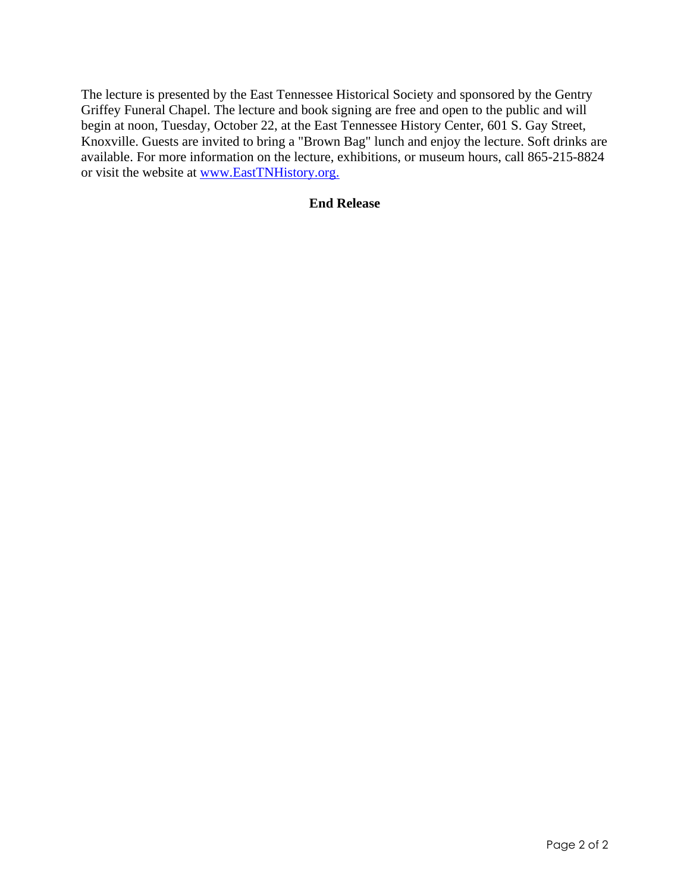The lecture is presented by the East Tennessee Historical Society and sponsored by the Gentry Griffey Funeral Chapel. The lecture and book signing are free and open to the public and will begin at noon, Tuesday, October 22, at the East Tennessee History Center, 601 S. Gay Street, Knoxville. Guests are invited to bring a "Brown Bag" lunch and enjoy the lecture. Soft drinks are available. For more information on the lecture, exhibitions, or museum hours, call 865-215-8824 or visit the website at [www.EastTNHistory.org.](http://www.EastTNHistory.org)

**End Release**